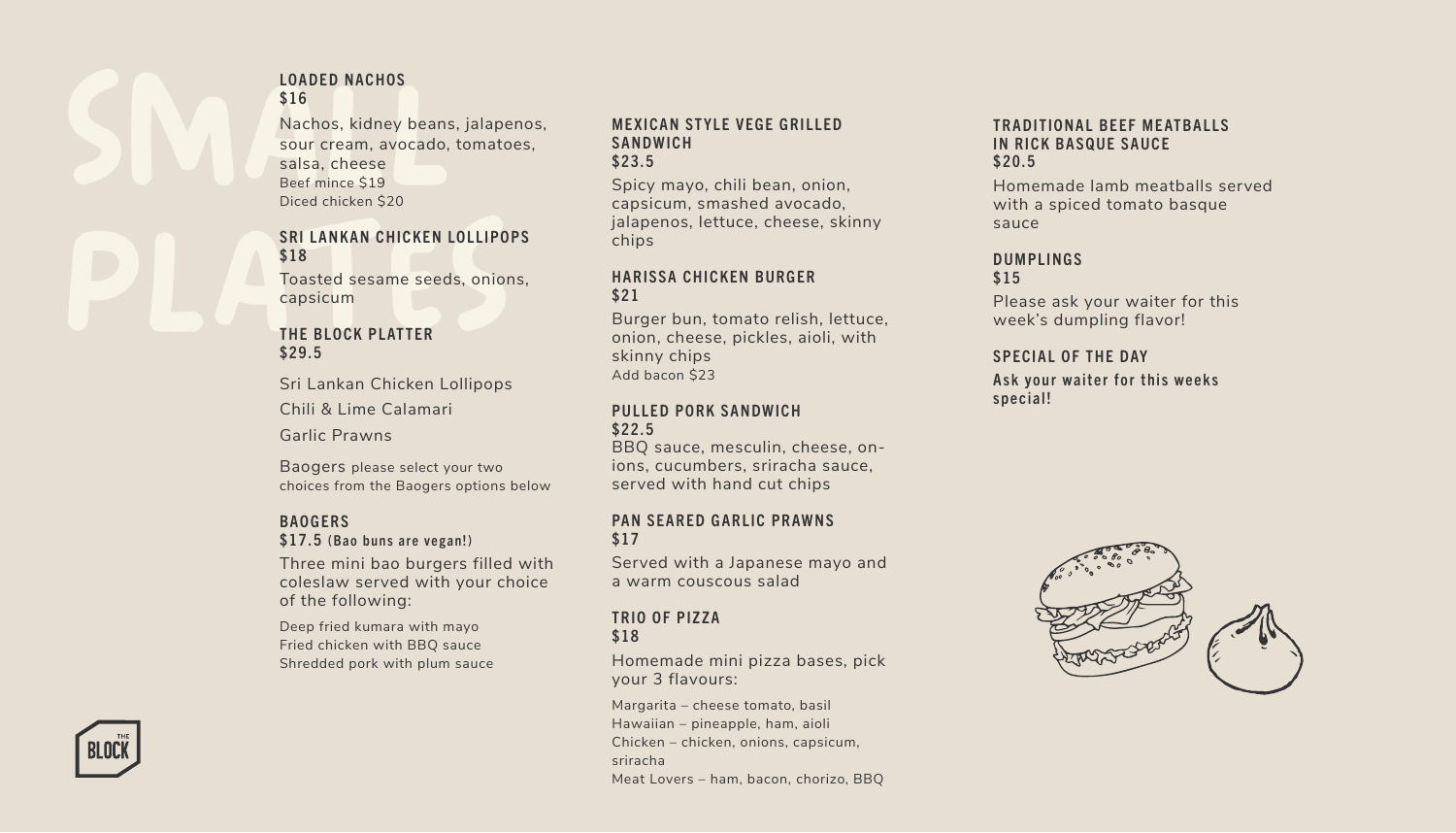# SMALL PLATES

### LOADED NACHOS
**$16**

Nachos, kidney beans, jalapenos, sour cream, avocado, tomatoes, salsa, cheese
Beef mince $19
Diced chicken $20

### SRI LANKAN CHICKEN LOLLIPOPS
**$18**

Toasted sesame seeds, onions, capsicum

### THE BLOCK PLATTER
**$29.5**

Sri Lankan Chicken Lollipops

Chili & Lime Calamari

Garlic Prawns

Baogers please select your two choices from the Baogers options below

### BAOGERS
**$17.5 (Bao buns are vegan!)**

Three mini bao burgers filled with coleslaw served with your choice of the following:

Deep fried kumara with mayo
Fried chicken with BBQ sauce
Shredded pork with plum sauce

### MEXICAN STYLE VEGE GRILLED SANDWICH
**$23.5**

Spicy mayo, chili bean, onion, capsicum, smashed avocado, jalapenos, lettuce, cheese, skinny chips

### HARISSA CHICKEN BURGER
**$21**

Burger bun, tomato relish, lettuce, onion, cheese, pickles, aioli, with skinny chips
Add bacon $23

### PULLED PORK SANDWICH
**$22.5**

BBQ sauce, mesculin, cheese, onions, cucumbers, sriracha sauce, served with hand cut chips

### PAN SEARED GARLIC PRAWNS
**$17**

Served with a Japanese mayo and a warm couscous salad

### TRIO OF PIZZA
**$18**

Homemade mini pizza bases, pick your 3 flavours:

Margarita – cheese tomato, basil
Hawaiian – pineapple, ham, aioli
Chicken – chicken, onions, capsicum, sriracha
Meat Lovers – ham, bacon, chorizo, BBQ

### TRADITIONAL BEEF MEATBALLS IN RICK BASQUE SAUCE
**$20.5**

Homemade lamb meatballs served with a spiced tomato basque sauce

### DUMPLINGS
**$15**

Please ask your waiter for this week's dumpling flavor!

### SPECIAL OF THE DAY

**Ask your waiter for this weeks special!**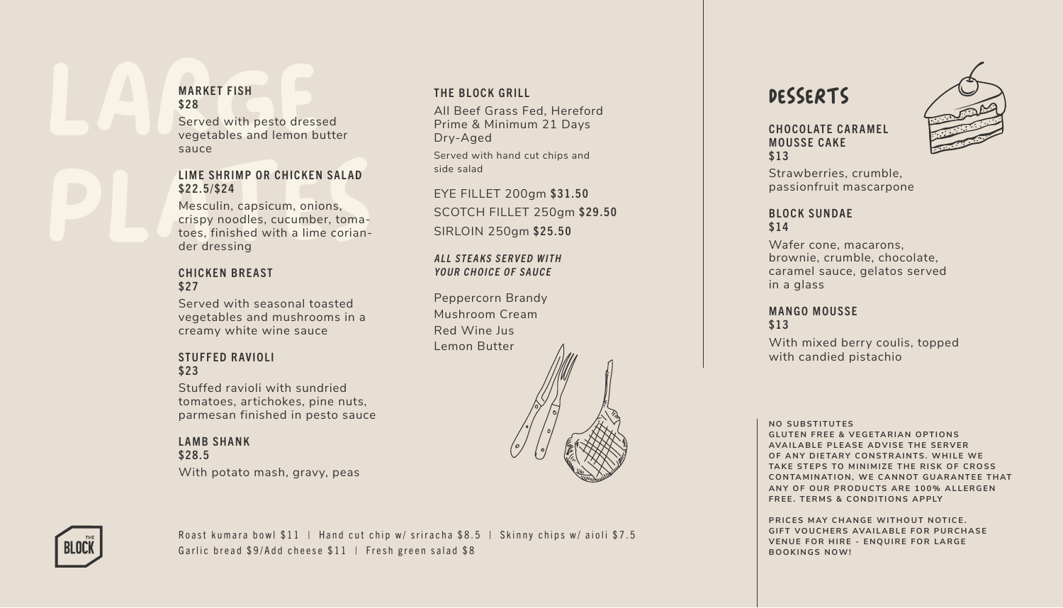# LARGE PLATES

### MARKET FISH
**$28**

Served with pesto dressed vegetables and lemon butter sauce

### LIME SHRIMP OR CHICKEN SALAD
**$22.5/$24**

Mesculin, capsicum, onions, crispy noodles, cucumber, tomatoes, finished with a lime coriander dressing

### CHICKEN BREAST
**$27**

Served with seasonal toasted vegetables and mushrooms in a creamy white wine sauce

### STUFFED RAVIOLI
**$23**

Stuffed ravioli with sundried tomatoes, artichokes, pine nuts, parmesan finished in pesto sauce

### LAMB SHANK
**$28.5**

With potato mash, gravy, peas

### THE BLOCK GRILL

All Beef Grass Fed, Hereford Prime & Minimum 21 Days Dry-Aged

Served with hand cut chips and side salad

EYE FILLET 200gm **$31.50**

SCOTCH FILLET 250gm **$29.50**

SIRLOIN 250gm **$25.50**

***ALL STEAKS SERVED WITH YOUR CHOICE OF SAUCE***

Peppercorn Brandy
Mushroom Cream
Red Wine Jus
Lemon Butter

Roast kumara bowl $11 | Hand cut chip w/ sriracha $8.5 | Skinny chips w/ aioli $7.5
Garlic bread $9/Add cheese $11 | Fresh green salad $8

## DESSERTS

### CHOCOLATE CARAMEL MOUSSE CAKE
**$13**

Strawberries, crumble, passionfruit mascarpone

### BLOCK SUNDAE
**$14**

Wafer cone, macarons, brownie, crumble, chocolate, caramel sauce, gelatos served in a glass

### MANGO MOUSSE
**$13**

With mixed berry coulis, topped with candied pistachio

**NO SUBSTITUTES**
**GLUTEN FREE & VEGETARIAN OPTIONS AVAILABLE PLEASE ADVISE THE SERVER OF ANY DIETARY CONSTRAINTS. WHILE WE TAKE STEPS TO MINIMIZE THE RISK OF CROSS CONTAMINATION, WE CANNOT GUARANTEE THAT ANY OF OUR PRODUCTS ARE 100% ALLERGEN FREE. TERMS & CONDITIONS APPLY**

**PRICES MAY CHANGE WITHOUT NOTICE.**
**GIFT VOUCHERS AVAILABLE FOR PURCHASE**
**VENUE FOR HIRE - ENQUIRE FOR LARGE BOOKINGS NOW!**

THE BLOCK